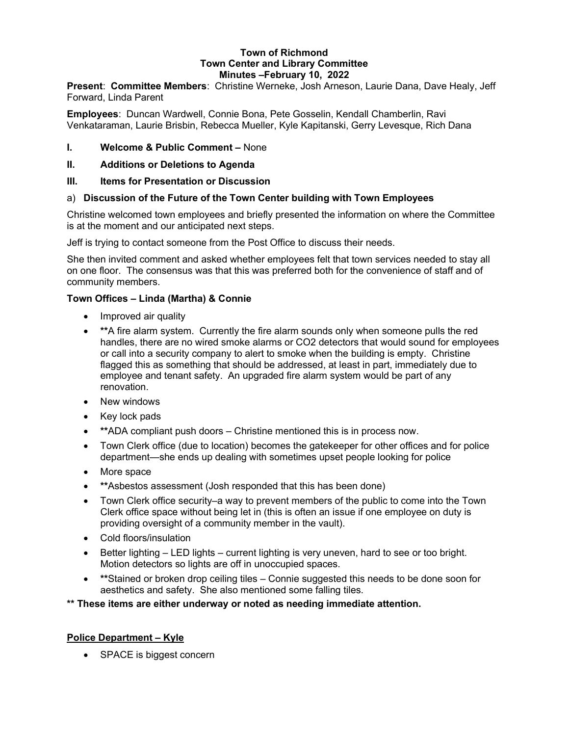**Town of Richmond**
**Town Center and Library Committee**
**Minutes –February 10, 2022**

**Present**: **Committee Members**: Christine Werneke, Josh Arneson, Laurie Dana, Dave Healy, Jeff Forward, Linda Parent

**Employees**: Duncan Wardwell, Connie Bona, Pete Gosselin, Kendall Chamberlin, Ravi Venkataraman, Laurie Brisbin, Rebecca Mueller, Kyle Kapitanski, Gerry Levesque, Rich Dana

**I. Welcome & Public Comment –** None

**II. Additions or Deletions to Agenda**

**III. Items for Presentation or Discussion**

a) **Discussion of the Future of the Town Center building with Town Employees**

Christine welcomed town employees and briefly presented the information on where the Committee is at the moment and our anticipated next steps.

Jeff is trying to contact someone from the Post Office to discuss their needs.

She then invited comment and asked whether employees felt that town services needed to stay all on one floor. The consensus was that this was preferred both for the convenience of staff and of community members.

**Town Offices – Linda (Martha) & Connie**

- Improved air quality
- **A fire alarm system. Currently the fire alarm sounds only when someone pulls the red handles, there are no wired smoke alarms or CO2 detectors that would sound for employees or call into a security company to alert to smoke when the building is empty. Christine flagged this as something that should be addressed, at least in part, immediately due to employee and tenant safety. An upgraded fire alarm system would be part of any renovation.
- New windows
- Key lock pads
- **ADA compliant push doors – Christine mentioned this is in process now.
- Town Clerk office (due to location) becomes the gatekeeper for other offices and for police department—she ends up dealing with sometimes upset people looking for police
- More space
- **Asbestos assessment (Josh responded that this has been done)
- Town Clerk office security–a way to prevent members of the public to come into the Town Clerk office space without being let in (this is often an issue if one employee on duty is providing oversight of a community member in the vault).
- Cold floors/insulation
- Better lighting – LED lights – current lighting is very uneven, hard to see or too bright. Motion detectors so lights are off in unoccupied spaces.
- **Stained or broken drop ceiling tiles – Connie suggested this needs to be done soon for aesthetics and safety. She also mentioned some falling tiles.

**\*\* These items are either underway or noted as needing immediate attention.**

**Police Department – Kyle**

- SPACE is biggest concern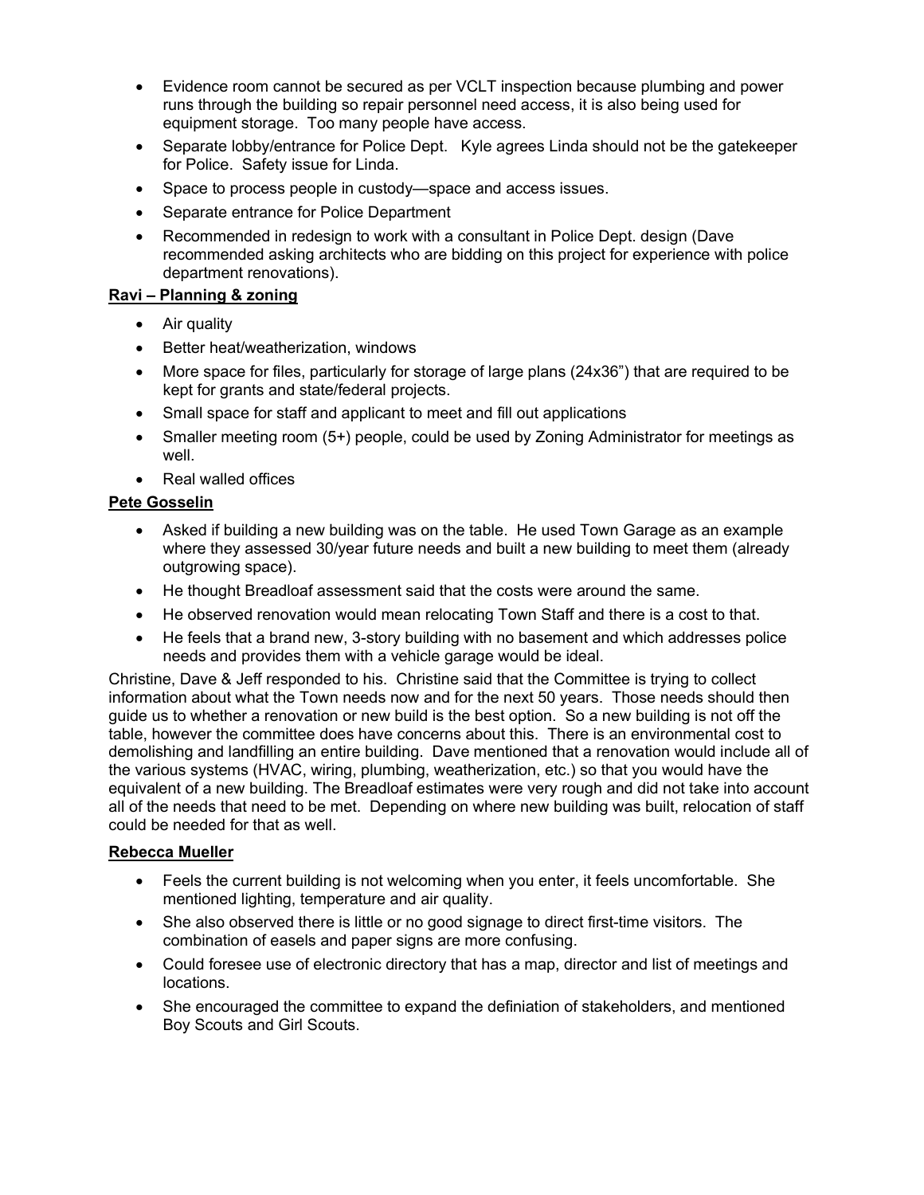- Evidence room cannot be secured as per VCLT inspection because plumbing and power runs through the building so repair personnel need access, it is also being used for equipment storage. Too many people have access.
- Separate lobby/entrance for Police Dept. Kyle agrees Linda should not be the gatekeeper for Police. Safety issue for Linda.
- Space to process people in custody—space and access issues.
- Separate entrance for Police Department
- Recommended in redesign to work with a consultant in Police Dept. design (Dave recommended asking architects who are bidding on this project for experience with police department renovations).

**Ravi – Planning & zoning**

- Air quality
- Better heat/weatherization, windows
- More space for files, particularly for storage of large plans (24x36") that are required to be kept for grants and state/federal projects.
- Small space for staff and applicant to meet and fill out applications
- Smaller meeting room (5+) people, could be used by Zoning Administrator for meetings as well.
- Real walled offices

**Pete Gosselin**

- Asked if building a new building was on the table. He used Town Garage as an example where they assessed 30/year future needs and built a new building to meet them (already outgrowing space).
- He thought Breadloaf assessment said that the costs were around the same.
- He observed renovation would mean relocating Town Staff and there is a cost to that.
- He feels that a brand new, 3-story building with no basement and which addresses police needs and provides them with a vehicle garage would be ideal.

Christine, Dave & Jeff responded to his. Christine said that the Committee is trying to collect information about what the Town needs now and for the next 50 years. Those needs should then guide us to whether a renovation or new build is the best option. So a new building is not off the table, however the committee does have concerns about this. There is an environmental cost to demolishing and landfilling an entire building. Dave mentioned that a renovation would include all of the various systems (HVAC, wiring, plumbing, weatherization, etc.) so that you would have the equivalent of a new building. The Breadloaf estimates were very rough and did not take into account all of the needs that need to be met. Depending on where new building was built, relocation of staff could be needed for that as well.

**Rebecca Mueller**

- Feels the current building is not welcoming when you enter, it feels uncomfortable. She mentioned lighting, temperature and air quality.
- She also observed there is little or no good signage to direct first-time visitors. The combination of easels and paper signs are more confusing.
- Could foresee use of electronic directory that has a map, director and list of meetings and locations.
- She encouraged the committee to expand the definiation of stakeholders, and mentioned Boy Scouts and Girl Scouts.